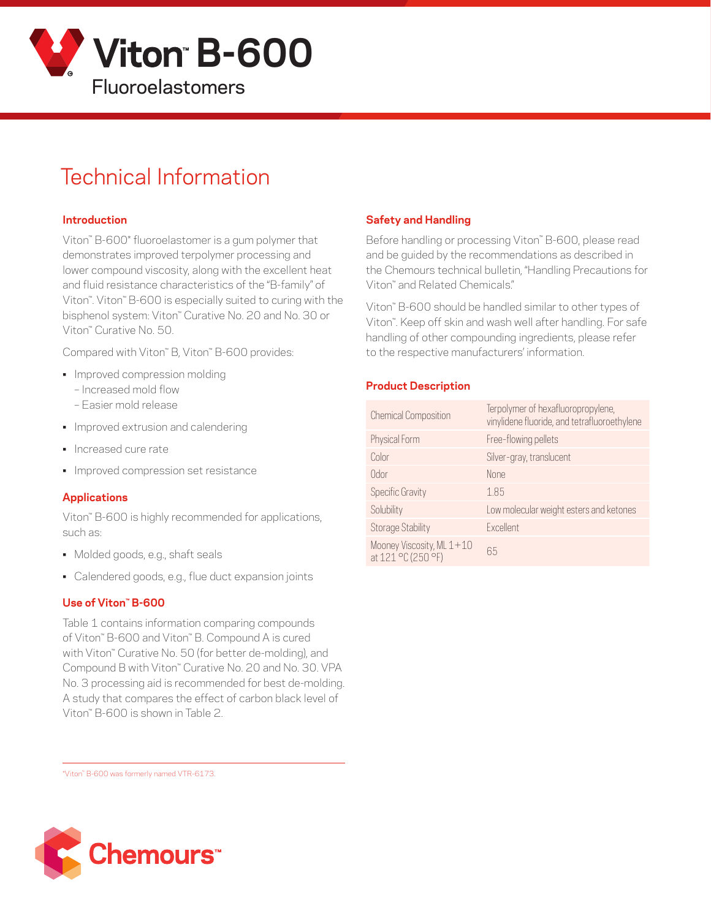# Viton™ B-600

## Fluoroelastomers

# Technical Information

### Introduction

Viton™ B-600* fluoroelastomer is a gum polymer that demonstrates improved terpolymer processing and lower compound viscosity, along with the excellent heat and fluid resistance characteristics of the "B-family" of Viton™. Viton™ B-600 is especially suited to curing with the bisphenol system: Viton™ Curative No. 20 and No. 30 or Viton™ Curative No. 50.

Compared with Viton™ B, Viton™ B-600 provides:

- Improved compression molding
  - Increased mold flow
  - Easier mold release
- Improved extrusion and calendering
- Increased cure rate
- Improved compression set resistance

### Applications

Viton™ B-600 is highly recommended for applications, such as:

- Molded goods, e.g., shaft seals
- Calendered goods, e.g., flue duct expansion joints

### Use of Viton™ B-600

Table 1 contains information comparing compounds of Viton™ B-600 and Viton™ B. Compound A is cured with Viton™ Curative No. 50 (for better de-molding), and Compound B with Viton™ Curative No. 20 and No. 30. VPA No. 3 processing aid is recommended for best de-molding. A study that compares the effect of carbon black level of Viton™ B-600 is shown in Table 2.

### Safety and Handling

Before handling or processing Viton™ B-600, please read and be guided by the recommendations as described in the Chemours technical bulletin, "Handling Precautions for Viton™ and Related Chemicals."

Viton™ B-600 should be handled similar to other types of Viton™. Keep off skin and wash well after handling. For safe handling of other compounding ingredients, please refer to the respective manufacturers' information.

### Product Description

| Property | Description |
|---|---|
| Chemical Composition | Terpolymer of hexafluoropropylene, vinylidene fluoride, and tetrafluoroethylene |
| Physical Form | Free-flowing pellets |
| Color | Silver-gray, translucent |
| Odor | None |
| Specific Gravity | 1.85 |
| Solubility | Low molecular weight esters and ketones |
| Storage Stability | Excellent |
| Mooney Viscosity, ML 1+10 at 121 °C (250 °F) | 65 |

*Viton™ B-600 was formerly named VTR-6173.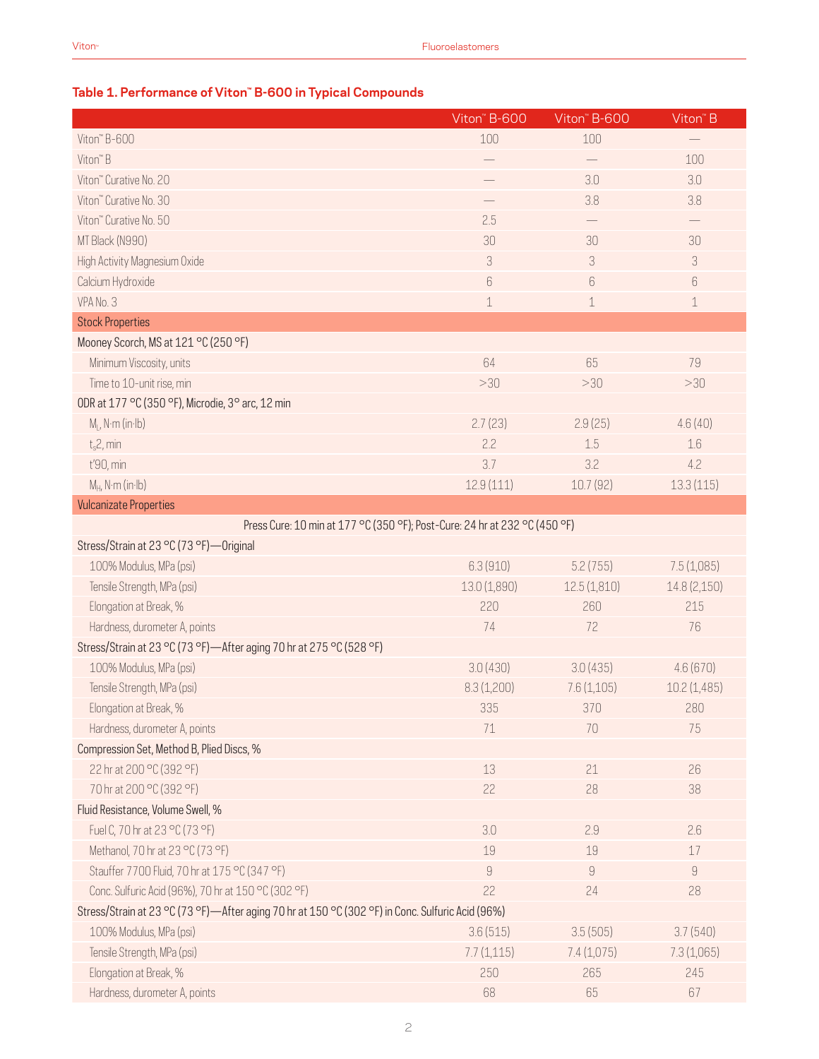### Table 1. Performance of Viton™ B-600 in Typical Compounds

| | Viton™ B-600 | Viton™ B-600 | Viton™ B |
|---|---|---|---|
| Viton™ B-600 | 100 | 100 | — |
| Viton™ B | — | — | 100 |
| Viton™ Curative No. 20 | — | 3.0 | 3.0 |
| Viton™ Curative No. 30 | — | 3.8 | 3.8 |
| Viton™ Curative No. 50 | 2.5 | — | — |
| MT Black (N990) | 30 | 30 | 30 |
| High Activity Magnesium Oxide | 3 | 3 | 3 |
| Calcium Hydroxide | 6 | 6 | 6 |
| VPA No. 3 | 1 | 1 | 1 |
| **Stock Properties** | | | |
| Mooney Scorch, MS at 121 °C (250 °F) | | | |
| Minimum Viscosity, units | 64 | 65 | 79 |
| Time to 10-unit rise, min | >30 | >30 | >30 |
| ODR at 177 °C (350 °F), Microdie, 3° arc, 12 min | | | |
| $M_L$, N·m (in·lb) | 2.7 (23) | 2.9 (25) | 4.6 (40) |
| $t_s2$, min | 2.2 | 1.5 | 1.6 |
| t'90, min | 3.7 | 3.2 | 4.2 |
| $M_H$, N·m (in·lb) | 12.9 (111) | 10.7 (92) | 13.3 (115) |
| **Vulcanizate Properties** | | | |
| Press Cure: 10 min at 177 °C (350 °F); Post-Cure: 24 hr at 232 °C (450 °F) | | | |
| Stress/Strain at 23 °C (73 °F)—Original | | | |
| 100% Modulus, MPa (psi) | 6.3 (910) | 5.2 (755) | 7.5 (1,085) |
| Tensile Strength, MPa (psi) | 13.0 (1,890) | 12.5 (1,810) | 14.8 (2,150) |
| Elongation at Break, % | 220 | 260 | 215 |
| Hardness, durometer A, points | 74 | 72 | 76 |
| Stress/Strain at 23 °C (73 °F)—After aging 70 hr at 275 °C (528 °F) | | | |
| 100% Modulus, MPa (psi) | 3.0 (430) | 3.0 (435) | 4.6 (670) |
| Tensile Strength, MPa (psi) | 8.3 (1,200) | 7.6 (1,105) | 10.2 (1,485) |
| Elongation at Break, % | 335 | 370 | 280 |
| Hardness, durometer A, points | 71 | 70 | 75 |
| Compression Set, Method B, Plied Discs, % | | | |
| 22 hr at 200 °C (392 °F) | 13 | 21 | 26 |
| 70 hr at 200 °C (392 °F) | 22 | 28 | 38 |
| Fluid Resistance, Volume Swell, % | | | |
| Fuel C, 70 hr at 23 °C (73 °F) | 3.0 | 2.9 | 2.6 |
| Methanol, 70 hr at 23 °C (73 °F) | 19 | 19 | 17 |
| Stauffer 7700 Fluid, 70 hr at 175 °C (347 °F) | 9 | 9 | 9 |
| Conc. Sulfuric Acid (96%), 70 hr at 150 °C (302 °F) | 22 | 24 | 28 |
| Stress/Strain at 23 °C (73 °F)—After aging 70 hr at 150 °C (302 °F) in Conc. Sulfuric Acid (96%) | | | |
| 100% Modulus, MPa (psi) | 3.6 (515) | 3.5 (505) | 3.7 (540) |
| Tensile Strength, MPa (psi) | 7.7 (1,115) | 7.4 (1,075) | 7.3 (1,065) |
| Elongation at Break, % | 250 | 265 | 245 |
| Hardness, durometer A, points | 68 | 65 | 67 |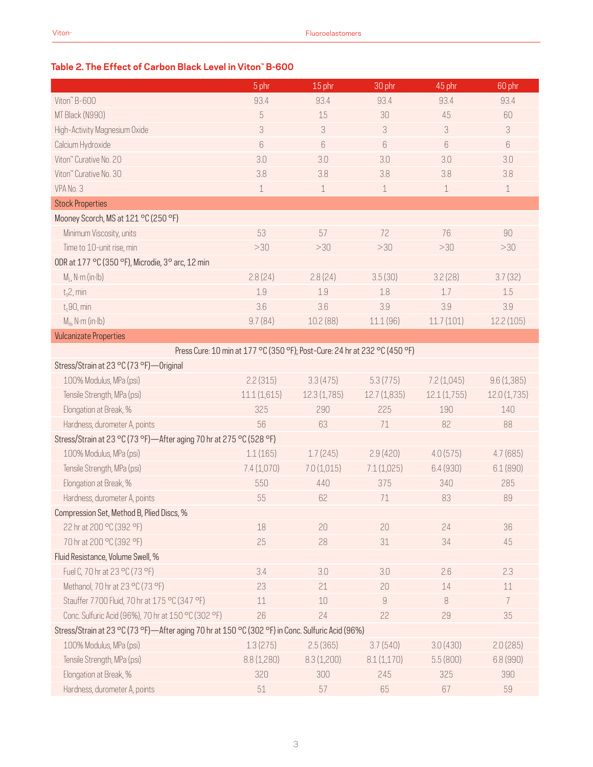### Table 2. The Effect of Carbon Black Level in Viton™ B-600

| | 5 phr | 15 phr | 30 phr | 45 phr | 60 phr |
|---|---|---|---|---|---|
| Viton™ B-600 | 93.4 | 93.4 | 93.4 | 93.4 | 93.4 |
| MT Black (N990) | 5 | 15 | 30 | 45 | 60 |
| High-Activity Magnesium Oxide | 3 | 3 | 3 | 3 | 3 |
| Calcium Hydroxide | 6 | 6 | 6 | 6 | 6 |
| Viton™ Curative No. 20 | 3.0 | 3.0 | 3.0 | 3.0 | 3.0 |
| Viton™ Curative No. 30 | 3.8 | 3.8 | 3.8 | 3.8 | 3.8 |
| VPA No. 3 | 1 | 1 | 1 | 1 | 1 |
| **Stock Properties** | | | | | |
| Mooney Scorch, MS at 121 °C (250 °F) | | | | | |
| Minimum Viscosity, units | 53 | 57 | 72 | 76 | 90 |
| Time to 10-unit rise, min | >30 | >30 | >30 | >30 | >30 |
| ODR at 177 °C (350 °F), Microdie, 3° arc, 12 min | | | | | |
| $M_L$, N·m (in·lb) | 2.8 (24) | 2.8 (24) | 3.5 (30) | 3.2 (28) | 3.7 (32) |
| $t_s2$, min | 1.9 | 1.9 | 1.8 | 1.7 | 1.5 |
| $t_c90$, min | 3.6 | 3.6 | 3.9 | 3.9 | 3.9 |
| $M_H$, N·m (in·lb) | 9.7 (84) | 10.2 (88) | 11.1 (96) | 11.7 (101) | 12.2 (105) |
| **Vulcanizate Properties** | | | | | |
| Press Cure: 10 min at 177 °C (350 °F); Post-Cure: 24 hr at 232 °C (450 °F) | | | | | |
| Stress/Strain at 23 °C (73 °F)—Original | | | | | |
| 100% Modulus, MPa (psi) | 2.2 (315) | 3.3 (475) | 5.3 (775) | 7.2 (1,045) | 9.6 (1,385) |
| Tensile Strength, MPa (psi) | 11.1 (1,615) | 12.3 (1,785) | 12.7 (1,835) | 12.1 (1,755) | 12.0 (1,735) |
| Elongation at Break, % | 325 | 290 | 225 | 190 | 140 |
| Hardness, durometer A, points | 56 | 63 | 71 | 82 | 88 |
| Stress/Strain at 23 °C (73 °F)—After aging 70 hr at 275 °C (528 °F) | | | | | |
| 100% Modulus, MPa (psi) | 1.1 (165) | 1.7 (245) | 2.9 (420) | 4.0 (575) | 4.7 (685) |
| Tensile Strength, MPa (psi) | 7.4 (1,070) | 7.0 (1,015) | 7.1 (1,025) | 6.4 (930) | 6.1 (890) |
| Elongation at Break, % | 550 | 440 | 375 | 340 | 285 |
| Hardness, durometer A, points | 55 | 62 | 71 | 83 | 89 |
| Compression Set, Method B, Plied Discs, % | | | | | |
| 22 hr at 200 °C (392 °F) | 18 | 20 | 20 | 24 | 36 |
| 70 hr at 200 °C (392 °F) | 25 | 28 | 31 | 34 | 45 |
| Fluid Resistance, Volume Swell, % | | | | | |
| Fuel C, 70 hr at 23 °C (73 °F) | 3.4 | 3.0 | 3.0 | 2.6 | 2.3 |
| Methanol, 70 hr at 23 °C (73 °F) | 23 | 21 | 20 | 14 | 11 |
| Stauffer 7700 Fluid, 70 hr at 175 °C (347 °F) | 11 | 10 | 9 | 8 | 7 |
| Conc. Sulfuric Acid (96%), 70 hr at 150 °C (302 °F) | 26 | 24 | 22 | 29 | 35 |
| Stress/Strain at 23 °C (73 °F)—After aging 70 hr at 150 °C (302 °F) in Conc. Sulfuric Acid (96%) | | | | | |
| 100% Modulus, MPa (psi) | 1.3 (275) | 2.5 (365) | 3.7 (540) | 3.0 (430) | 2.0 (285) |
| Tensile Strength, MPa (psi) | 8.8 (1,280) | 8.3 (1,200) | 8.1 (1,170) | 5.5 (800) | 6.8 (990) |
| Elongation at Break, % | 320 | 300 | 245 | 325 | 390 |
| Hardness, durometer A, points | 51 | 57 | 65 | 67 | 59 |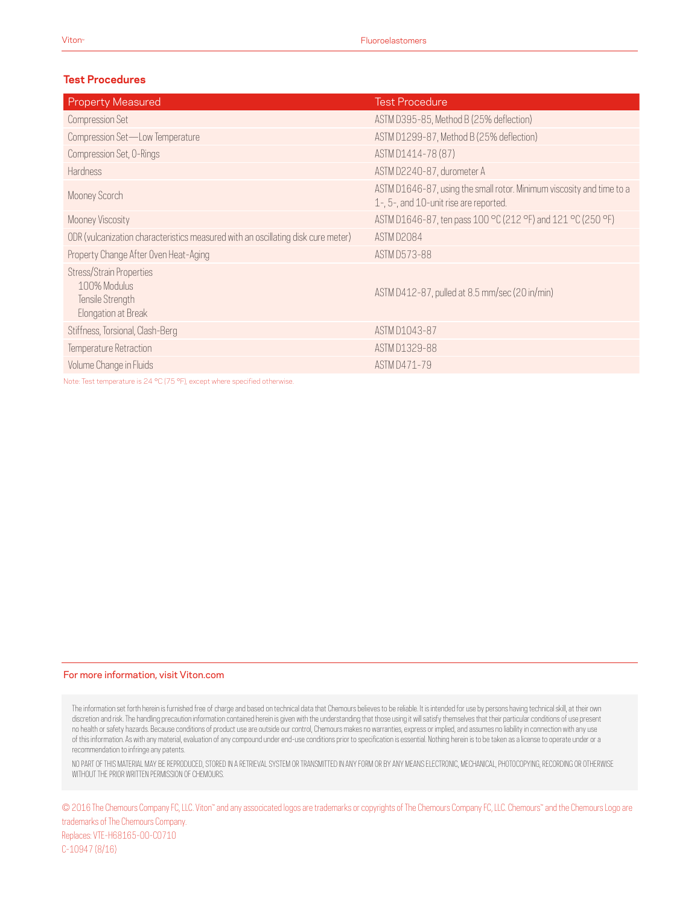## Test Procedures

| Property Measured | Test Procedure |
|---|---|
| Compression Set | ASTM D395-85, Method B (25% deflection) |
| Compression Set—Low Temperature | ASTM D1299-87, Method B (25% deflection) |
| Compression Set, O-Rings | ASTM D1414-78 (87) |
| Hardness | ASTM D2240-87, durometer A |
| Mooney Scorch | ASTM D1646-87, using the small rotor. Minimum viscosity and time to a 1-, 5-, and 10-unit rise are reported. |
| Mooney Viscosity | ASTM D1646-87, ten pass 100 °C (212 °F) and 121 °C (250 °F) |
| ODR (vulcanization characteristics measured with an oscillating disk cure meter) | ASTM D2084 |
| Property Change After Oven Heat-Aging | ASTM D573-88 |
| Stress/Strain Properties<br>100% Modulus<br>Tensile Strength<br>Elongation at Break | ASTM D412-87, pulled at 8.5 mm/sec (20 in/min) |
| Stiffness, Torsional, Clash-Berg | ASTM D1043-87 |
| Temperature Retraction | ASTM D1329-88 |
| Volume Change in Fluids | ASTM D471-79 |

Note: Test temperature is 24 °C (75 °F), except where specified otherwise.

For more information, visit Viton.com

The information set forth herein is furnished free of charge and based on technical data that Chemours believes to be reliable. It is intended for use by persons having technical skill, at their own discretion and risk. The handling precaution information contained herein is given with the understanding that those using it will satisfy themselves that their particular conditions of use present no health or safety hazards. Because conditions of product use are outside our control, Chemours makes no warranties, express or implied, and assumes no liability in connection with any use of this information. As with any material, evaluation of any compound under end-use conditions prior to specification is essential. Nothing herein is to be taken as a license to operate under or a recommendation to infringe any patents.

NO PART OF THIS MATERIAL MAY BE REPRODUCED, STORED IN A RETRIEVAL SYSTEM OR TRANSMITTED IN ANY FORM OR BY ANY MEANS ELECTRONIC, MECHANICAL, PHOTOCOPYING, RECORDING OR OTHERWISE WITHOUT THE PRIOR WRITTEN PERMISSION OF CHEMOURS.

© 2016 The Chemours Company FC, LLC. Viton™ and any associcated logos are trademarks or copyrights of The Chemours Company FC, LLC. Chemours™ and the Chemours Logo are trademarks of The Chemours Company.

Replaces: VTE-H68165-00-C0710

C-10947 (8/16)